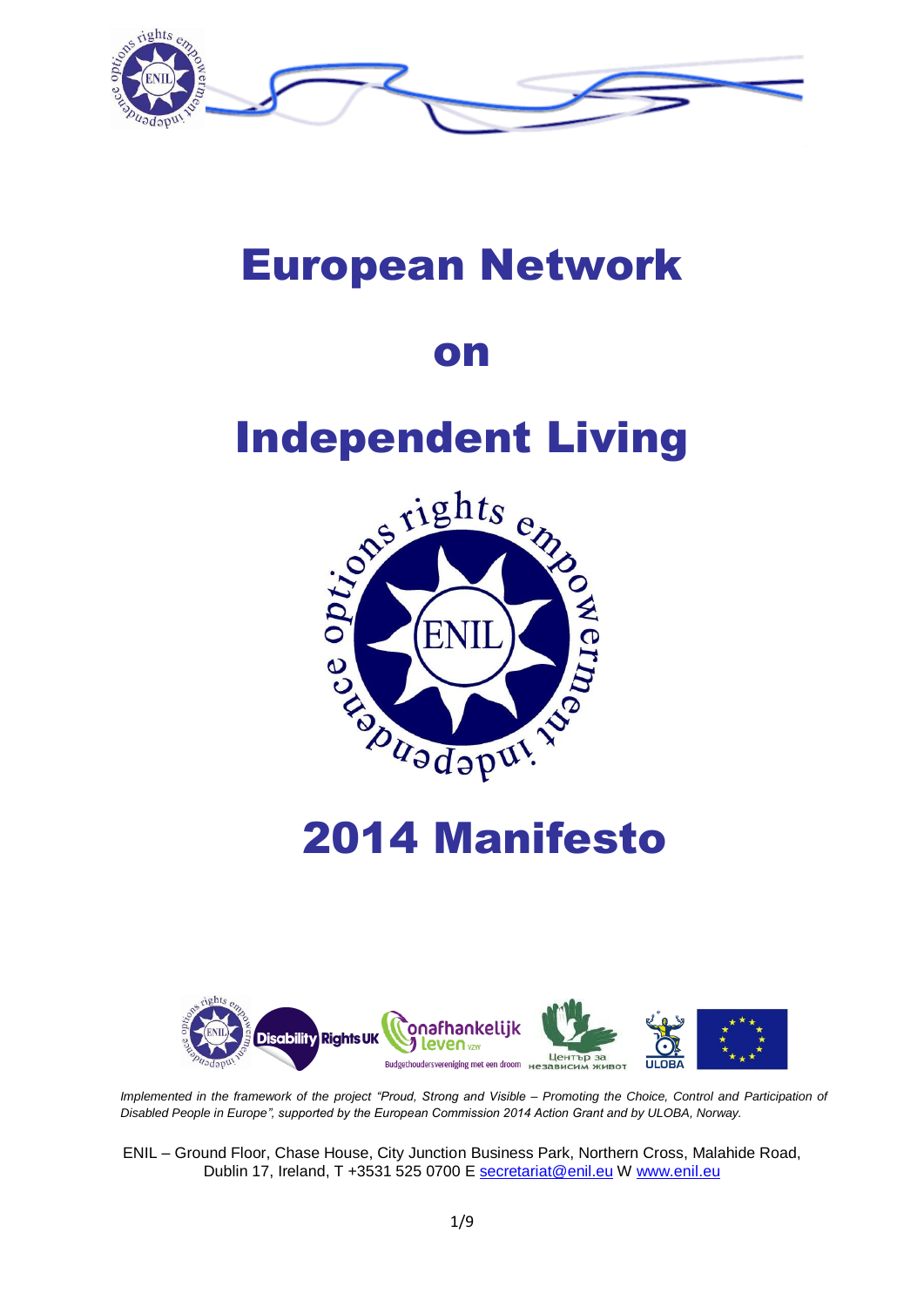# European Network

# on

# Independent Living

# 2014 Manifesto

*Implemented in the framework of the project "Proud, Strong and Visible – Promoting the Choice, Control and Participation of Disabled People in Europe", supported by the European Commission 2014 Action Grant and by ULOBA, Norway.*

ENIL – Ground Floor, Chase House, City Junction Business Park, Northern Cross, Malahide Road, Dublin 17, Ireland, T +3531 525 0700 E secretariat@enil.eu W www.enil.eu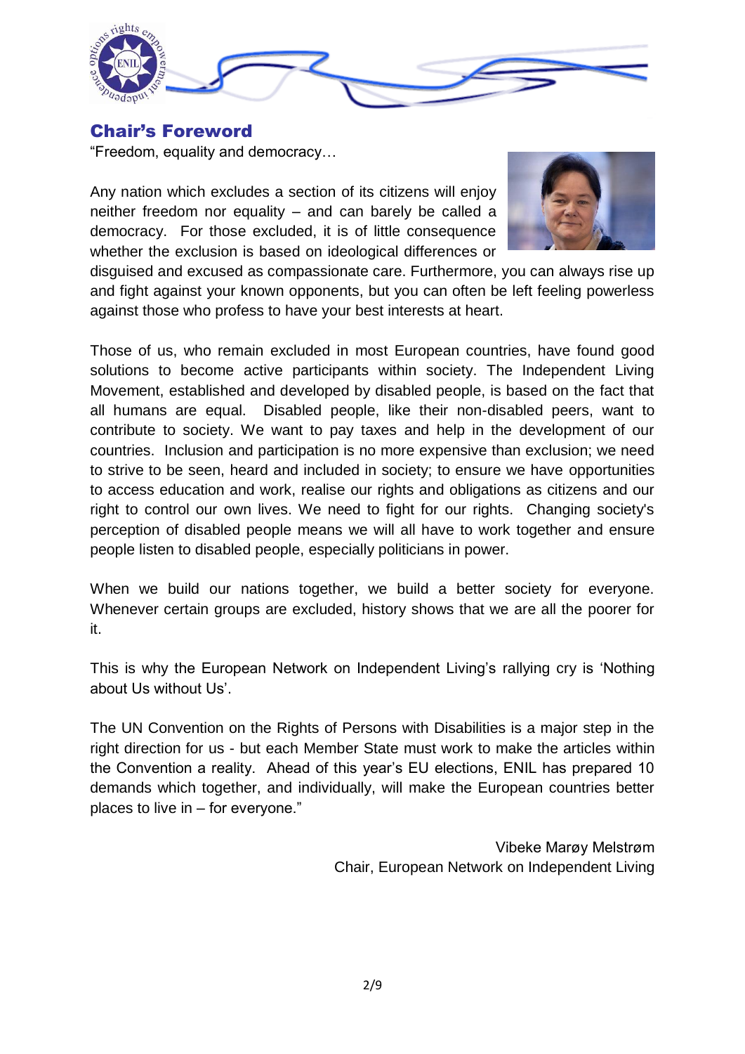## Chair's Foreword

"Freedom, equality and democracy…

Any nation which excludes a section of its citizens will enjoy neither freedom nor equality – and can barely be called a democracy. For those excluded, it is of little consequence whether the exclusion is based on ideological differences or disguised and excused as compassionate care. Furthermore, you can always rise up and fight against your known opponents, but you can often be left feeling powerless against those who profess to have your best interests at heart.

Those of us, who remain excluded in most European countries, have found good solutions to become active participants within society. The Independent Living Movement, established and developed by disabled people, is based on the fact that all humans are equal. Disabled people, like their non-disabled peers, want to contribute to society. We want to pay taxes and help in the development of our countries. Inclusion and participation is no more expensive than exclusion; we need to strive to be seen, heard and included in society; to ensure we have opportunities to access education and work, realise our rights and obligations as citizens and our right to control our own lives. We need to fight for our rights. Changing society's perception of disabled people means we will all have to work together and ensure people listen to disabled people, especially politicians in power.

When we build our nations together, we build a better society for everyone. Whenever certain groups are excluded, history shows that we are all the poorer for it.

This is why the European Network on Independent Living's rallying cry is 'Nothing about Us without Us'.

The UN Convention on the Rights of Persons with Disabilities is a major step in the right direction for us - but each Member State must work to make the articles within the Convention a reality. Ahead of this year's EU elections, ENIL has prepared 10 demands which together, and individually, will make the European countries better places to live in – for everyone."

Vibeke Marøy Melstrøm
Chair, European Network on Independent Living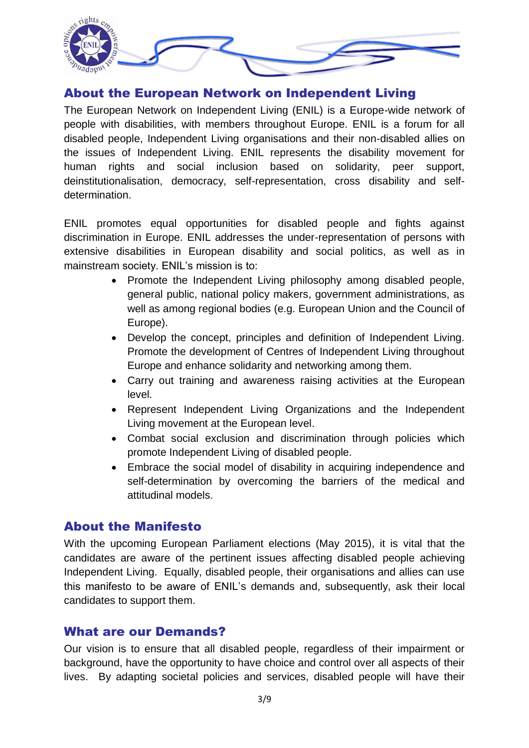## About the European Network on Independent Living

The European Network on Independent Living (ENIL) is a Europe-wide network of people with disabilities, with members throughout Europe. ENIL is a forum for all disabled people, Independent Living organisations and their non-disabled allies on the issues of Independent Living. ENIL represents the disability movement for human rights and social inclusion based on solidarity, peer support, deinstitutionalisation, democracy, self-representation, cross disability and self-determination.

ENIL promotes equal opportunities for disabled people and fights against discrimination in Europe. ENIL addresses the under-representation of persons with extensive disabilities in European disability and social politics, as well as in mainstream society. ENIL's mission is to:

- Promote the Independent Living philosophy among disabled people, general public, national policy makers, government administrations, as well as among regional bodies (e.g. European Union and the Council of Europe).
- Develop the concept, principles and definition of Independent Living. Promote the development of Centres of Independent Living throughout Europe and enhance solidarity and networking among them.
- Carry out training and awareness raising activities at the European level.
- Represent Independent Living Organizations and the Independent Living movement at the European level.
- Combat social exclusion and discrimination through policies which promote Independent Living of disabled people.
- Embrace the social model of disability in acquiring independence and self-determination by overcoming the barriers of the medical and attitudinal models.

## About the Manifesto

With the upcoming European Parliament elections (May 2015), it is vital that the candidates are aware of the pertinent issues affecting disabled people achieving Independent Living. Equally, disabled people, their organisations and allies can use this manifesto to be aware of ENIL's demands and, subsequently, ask their local candidates to support them.

## What are our Demands?

Our vision is to ensure that all disabled people, regardless of their impairment or background, have the opportunity to have choice and control over all aspects of their lives. By adapting societal policies and services, disabled people will have their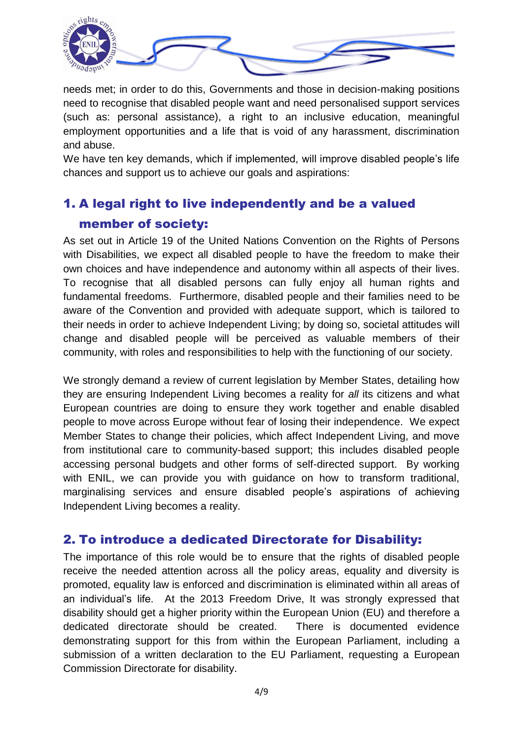needs met; in order to do this, Governments and those in decision-making positions need to recognise that disabled people want and need personalised support services (such as: personal assistance), a right to an inclusive education, meaningful employment opportunities and a life that is void of any harassment, discrimination and abuse.

We have ten key demands, which if implemented, will improve disabled people's life chances and support us to achieve our goals and aspirations:

## 1. A legal right to live independently and be a valued member of society:

As set out in Article 19 of the United Nations Convention on the Rights of Persons with Disabilities, we expect all disabled people to have the freedom to make their own choices and have independence and autonomy within all aspects of their lives. To recognise that all disabled persons can fully enjoy all human rights and fundamental freedoms. Furthermore, disabled people and their families need to be aware of the Convention and provided with adequate support, which is tailored to their needs in order to achieve Independent Living; by doing so, societal attitudes will change and disabled people will be perceived as valuable members of their community, with roles and responsibilities to help with the functioning of our society.

We strongly demand a review of current legislation by Member States, detailing how they are ensuring Independent Living becomes a reality for *all* its citizens and what European countries are doing to ensure they work together and enable disabled people to move across Europe without fear of losing their independence. We expect Member States to change their policies, which affect Independent Living, and move from institutional care to community-based support; this includes disabled people accessing personal budgets and other forms of self-directed support. By working with ENIL, we can provide you with guidance on how to transform traditional, marginalising services and ensure disabled people's aspirations of achieving Independent Living becomes a reality.

## 2. To introduce a dedicated Directorate for Disability:

The importance of this role would be to ensure that the rights of disabled people receive the needed attention across all the policy areas, equality and diversity is promoted, equality law is enforced and discrimination is eliminated within all areas of an individual's life. At the 2013 Freedom Drive, It was strongly expressed that disability should get a higher priority within the European Union (EU) and therefore a dedicated directorate should be created. There is documented evidence demonstrating support for this from within the European Parliament, including a submission of a written declaration to the EU Parliament, requesting a European Commission Directorate for disability.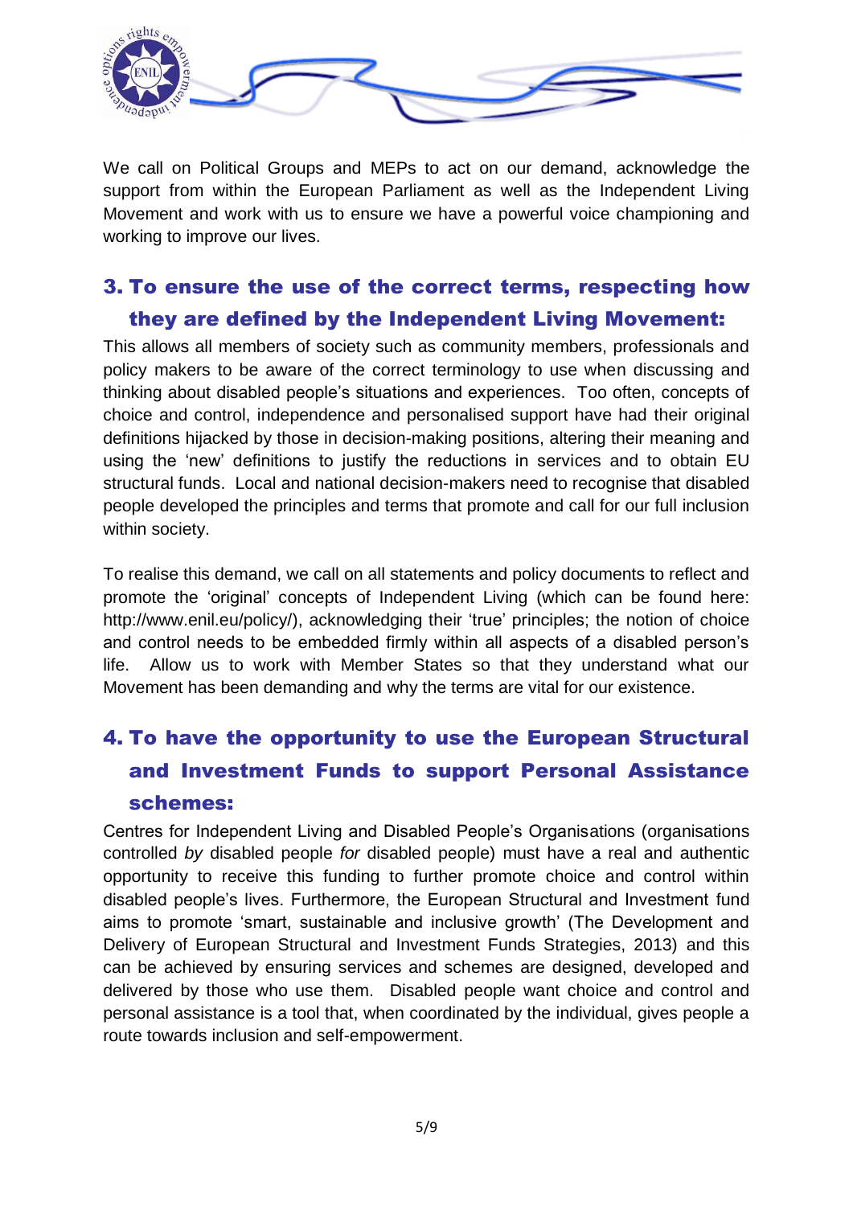We call on Political Groups and MEPs to act on our demand, acknowledge the support from within the European Parliament as well as the Independent Living Movement and work with us to ensure we have a powerful voice championing and working to improve our lives.

## 3. To ensure the use of the correct terms, respecting how they are defined by the Independent Living Movement:

This allows all members of society such as community members, professionals and policy makers to be aware of the correct terminology to use when discussing and thinking about disabled people's situations and experiences. Too often, concepts of choice and control, independence and personalised support have had their original definitions hijacked by those in decision-making positions, altering their meaning and using the 'new' definitions to justify the reductions in services and to obtain EU structural funds. Local and national decision-makers need to recognise that disabled people developed the principles and terms that promote and call for our full inclusion within society.

To realise this demand, we call on all statements and policy documents to reflect and promote the 'original' concepts of Independent Living (which can be found here: http://www.enil.eu/policy/), acknowledging their 'true' principles; the notion of choice and control needs to be embedded firmly within all aspects of a disabled person's life. Allow us to work with Member States so that they understand what our Movement has been demanding and why the terms are vital for our existence.

## 4. To have the opportunity to use the European Structural and Investment Funds to support Personal Assistance schemes:

Centres for Independent Living and Disabled People's Organisations (organisations controlled *by* disabled people *for* disabled people) must have a real and authentic opportunity to receive this funding to further promote choice and control within disabled people's lives. Furthermore, the European Structural and Investment fund aims to promote 'smart, sustainable and inclusive growth' (The Development and Delivery of European Structural and Investment Funds Strategies, 2013) and this can be achieved by ensuring services and schemes are designed, developed and delivered by those who use them. Disabled people want choice and control and personal assistance is a tool that, when coordinated by the individual, gives people a route towards inclusion and self-empowerment.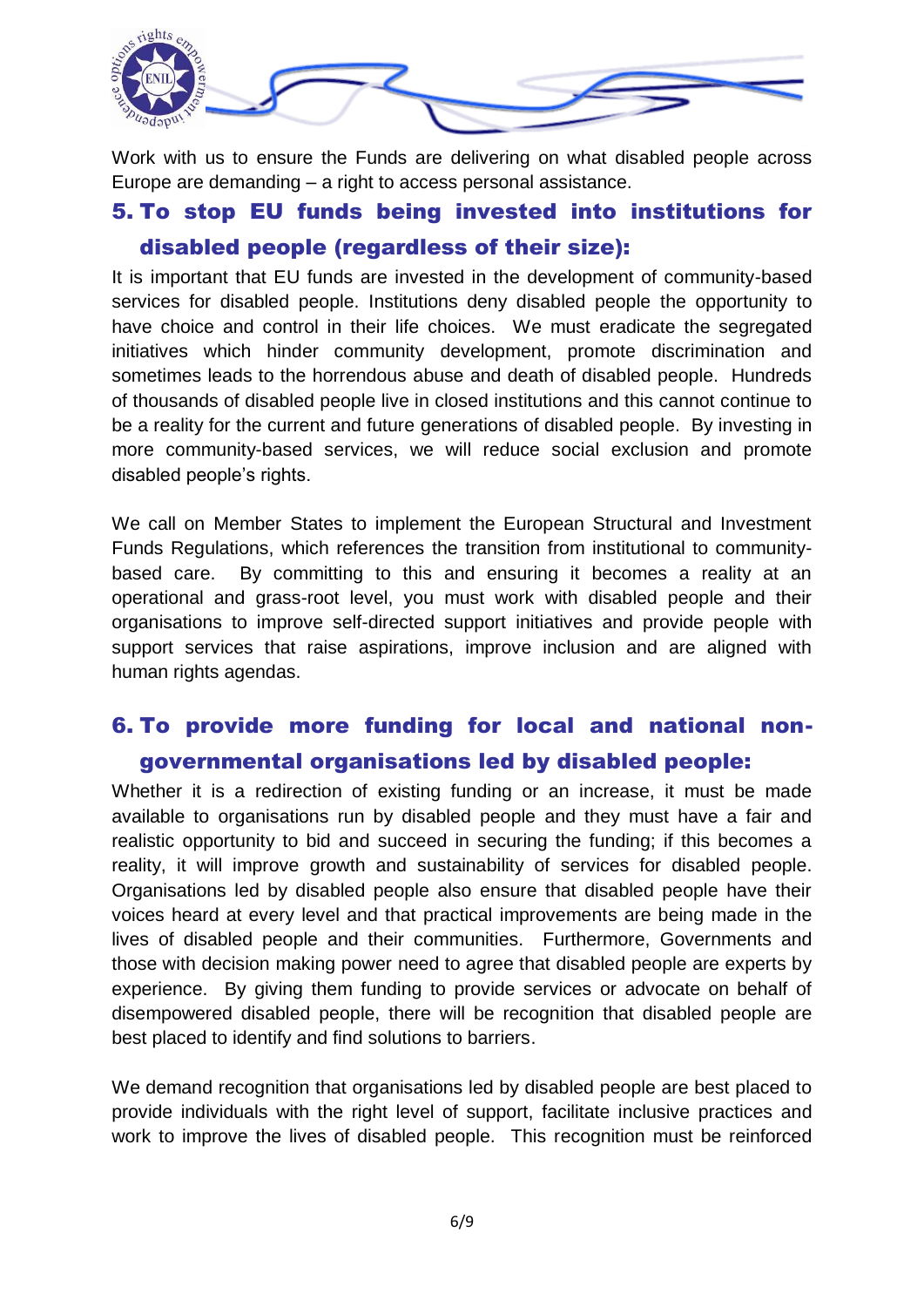Work with us to ensure the Funds are delivering on what disabled people across Europe are demanding – a right to access personal assistance.

## 5. To stop EU funds being invested into institutions for disabled people (regardless of their size):

It is important that EU funds are invested in the development of community-based services for disabled people. Institutions deny disabled people the opportunity to have choice and control in their life choices. We must eradicate the segregated initiatives which hinder community development, promote discrimination and sometimes leads to the horrendous abuse and death of disabled people. Hundreds of thousands of disabled people live in closed institutions and this cannot continue to be a reality for the current and future generations of disabled people. By investing in more community-based services, we will reduce social exclusion and promote disabled people's rights.

We call on Member States to implement the European Structural and Investment Funds Regulations, which references the transition from institutional to community-based care. By committing to this and ensuring it becomes a reality at an operational and grass-root level, you must work with disabled people and their organisations to improve self-directed support initiatives and provide people with support services that raise aspirations, improve inclusion and are aligned with human rights agendas.

## 6. To provide more funding for local and national non-governmental organisations led by disabled people:

Whether it is a redirection of existing funding or an increase, it must be made available to organisations run by disabled people and they must have a fair and realistic opportunity to bid and succeed in securing the funding; if this becomes a reality, it will improve growth and sustainability of services for disabled people. Organisations led by disabled people also ensure that disabled people have their voices heard at every level and that practical improvements are being made in the lives of disabled people and their communities. Furthermore, Governments and those with decision making power need to agree that disabled people are experts by experience. By giving them funding to provide services or advocate on behalf of disempowered disabled people, there will be recognition that disabled people are best placed to identify and find solutions to barriers.

We demand recognition that organisations led by disabled people are best placed to provide individuals with the right level of support, facilitate inclusive practices and work to improve the lives of disabled people. This recognition must be reinforced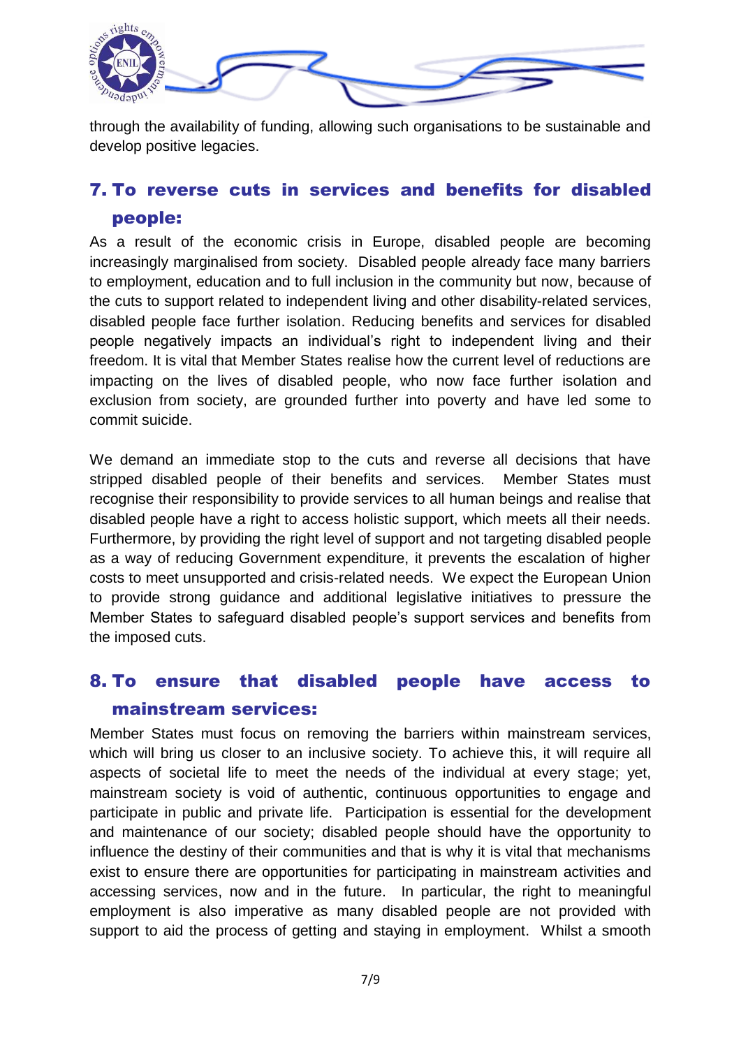through the availability of funding, allowing such organisations to be sustainable and develop positive legacies.

## 7. To reverse cuts in services and benefits for disabled people:

As a result of the economic crisis in Europe, disabled people are becoming increasingly marginalised from society. Disabled people already face many barriers to employment, education and to full inclusion in the community but now, because of the cuts to support related to independent living and other disability-related services, disabled people face further isolation. Reducing benefits and services for disabled people negatively impacts an individual's right to independent living and their freedom. It is vital that Member States realise how the current level of reductions are impacting on the lives of disabled people, who now face further isolation and exclusion from society, are grounded further into poverty and have led some to commit suicide.

We demand an immediate stop to the cuts and reverse all decisions that have stripped disabled people of their benefits and services. Member States must recognise their responsibility to provide services to all human beings and realise that disabled people have a right to access holistic support, which meets all their needs. Furthermore, by providing the right level of support and not targeting disabled people as a way of reducing Government expenditure, it prevents the escalation of higher costs to meet unsupported and crisis-related needs. We expect the European Union to provide strong guidance and additional legislative initiatives to pressure the Member States to safeguard disabled people's support services and benefits from the imposed cuts.

## 8. To ensure that disabled people have access to mainstream services:

Member States must focus on removing the barriers within mainstream services, which will bring us closer to an inclusive society. To achieve this, it will require all aspects of societal life to meet the needs of the individual at every stage; yet, mainstream society is void of authentic, continuous opportunities to engage and participate in public and private life. Participation is essential for the development and maintenance of our society; disabled people should have the opportunity to influence the destiny of their communities and that is why it is vital that mechanisms exist to ensure there are opportunities for participating in mainstream activities and accessing services, now and in the future. In particular, the right to meaningful employment is also imperative as many disabled people are not provided with support to aid the process of getting and staying in employment. Whilst a smooth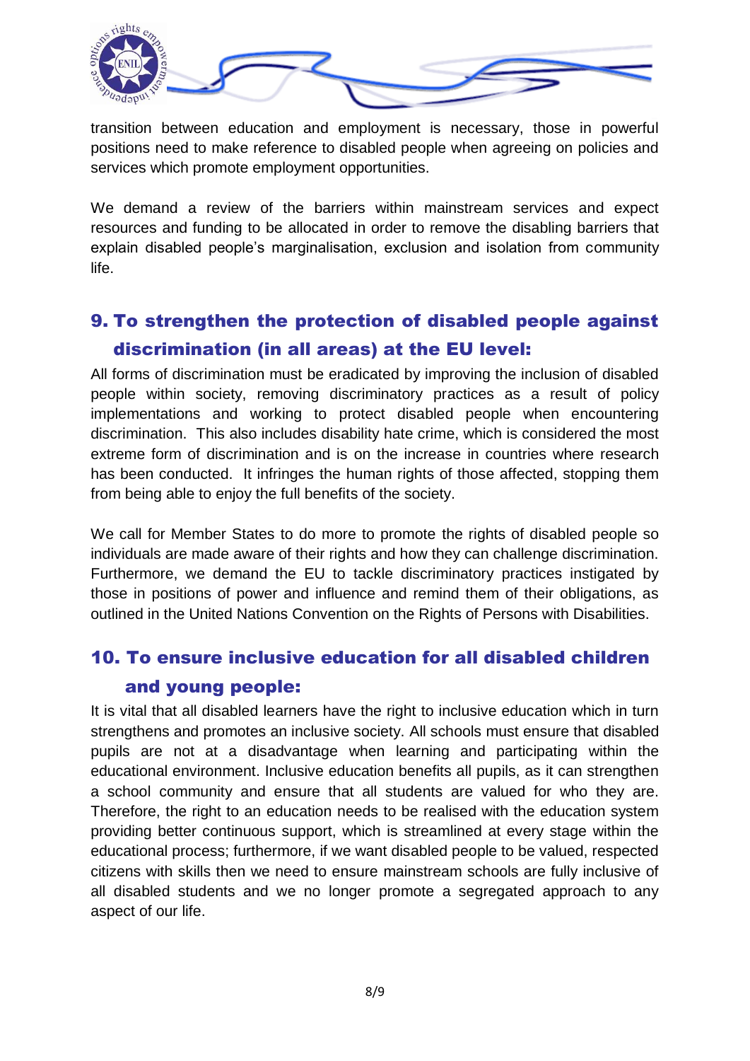transition between education and employment is necessary, those in powerful positions need to make reference to disabled people when agreeing on policies and services which promote employment opportunities.

We demand a review of the barriers within mainstream services and expect resources and funding to be allocated in order to remove the disabling barriers that explain disabled people's marginalisation, exclusion and isolation from community life.

## 9. To strengthen the protection of disabled people against discrimination (in all areas) at the EU level:

All forms of discrimination must be eradicated by improving the inclusion of disabled people within society, removing discriminatory practices as a result of policy implementations and working to protect disabled people when encountering discrimination. This also includes disability hate crime, which is considered the most extreme form of discrimination and is on the increase in countries where research has been conducted. It infringes the human rights of those affected, stopping them from being able to enjoy the full benefits of the society.

We call for Member States to do more to promote the rights of disabled people so individuals are made aware of their rights and how they can challenge discrimination. Furthermore, we demand the EU to tackle discriminatory practices instigated by those in positions of power and influence and remind them of their obligations, as outlined in the United Nations Convention on the Rights of Persons with Disabilities.

## 10. To ensure inclusive education for all disabled children and young people:

It is vital that all disabled learners have the right to inclusive education which in turn strengthens and promotes an inclusive society. All schools must ensure that disabled pupils are not at a disadvantage when learning and participating within the educational environment. Inclusive education benefits all pupils, as it can strengthen a school community and ensure that all students are valued for who they are. Therefore, the right to an education needs to be realised with the education system providing better continuous support, which is streamlined at every stage within the educational process; furthermore, if we want disabled people to be valued, respected citizens with skills then we need to ensure mainstream schools are fully inclusive of all disabled students and we no longer promote a segregated approach to any aspect of our life.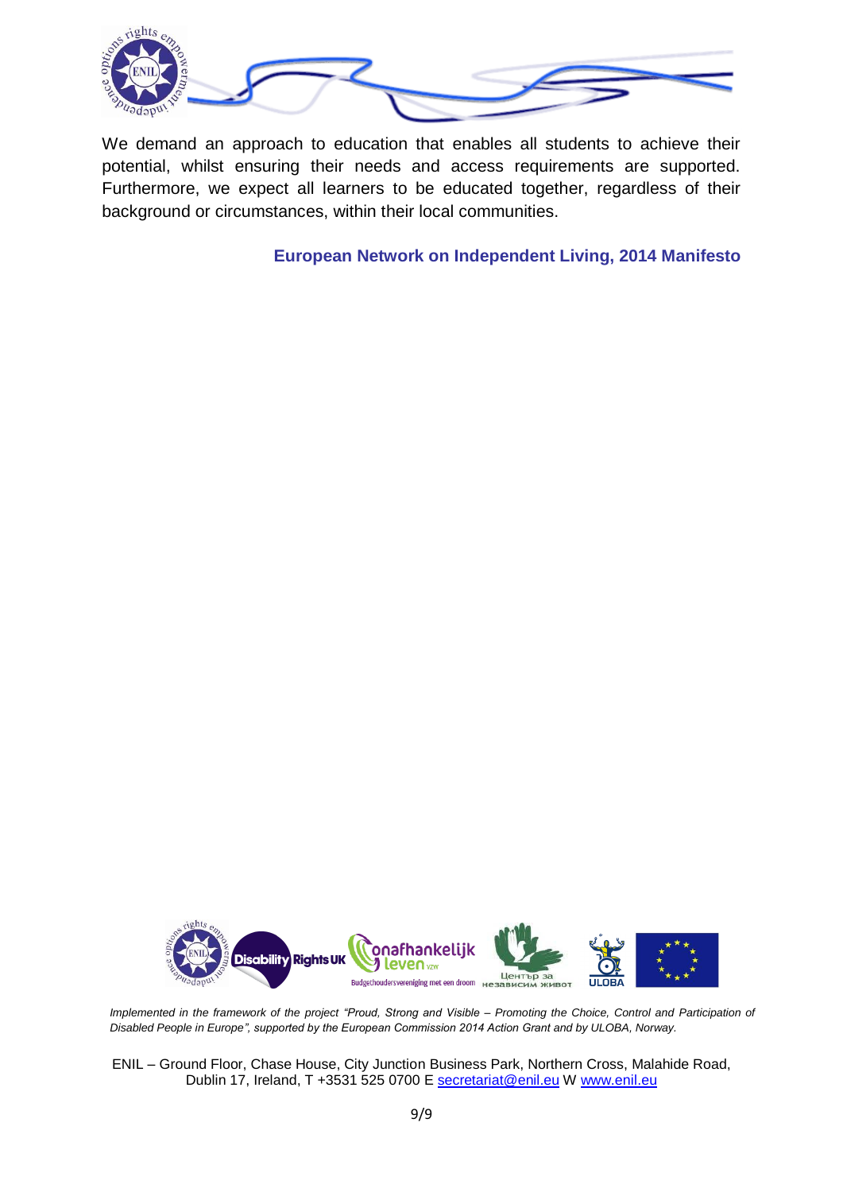We demand an approach to education that enables all students to achieve their potential, whilst ensuring their needs and access requirements are supported. Furthermore, we expect all learners to be educated together, regardless of their background or circumstances, within their local communities.

**European Network on Independent Living, 2014 Manifesto**

*Implemented in the framework of the project "Proud, Strong and Visible – Promoting the Choice, Control and Participation of Disabled People in Europe", supported by the European Commission 2014 Action Grant and by ULOBA, Norway.*

ENIL – Ground Floor, Chase House, City Junction Business Park, Northern Cross, Malahide Road, Dublin 17, Ireland, T +3531 525 0700 E secretariat@enil.eu W www.enil.eu